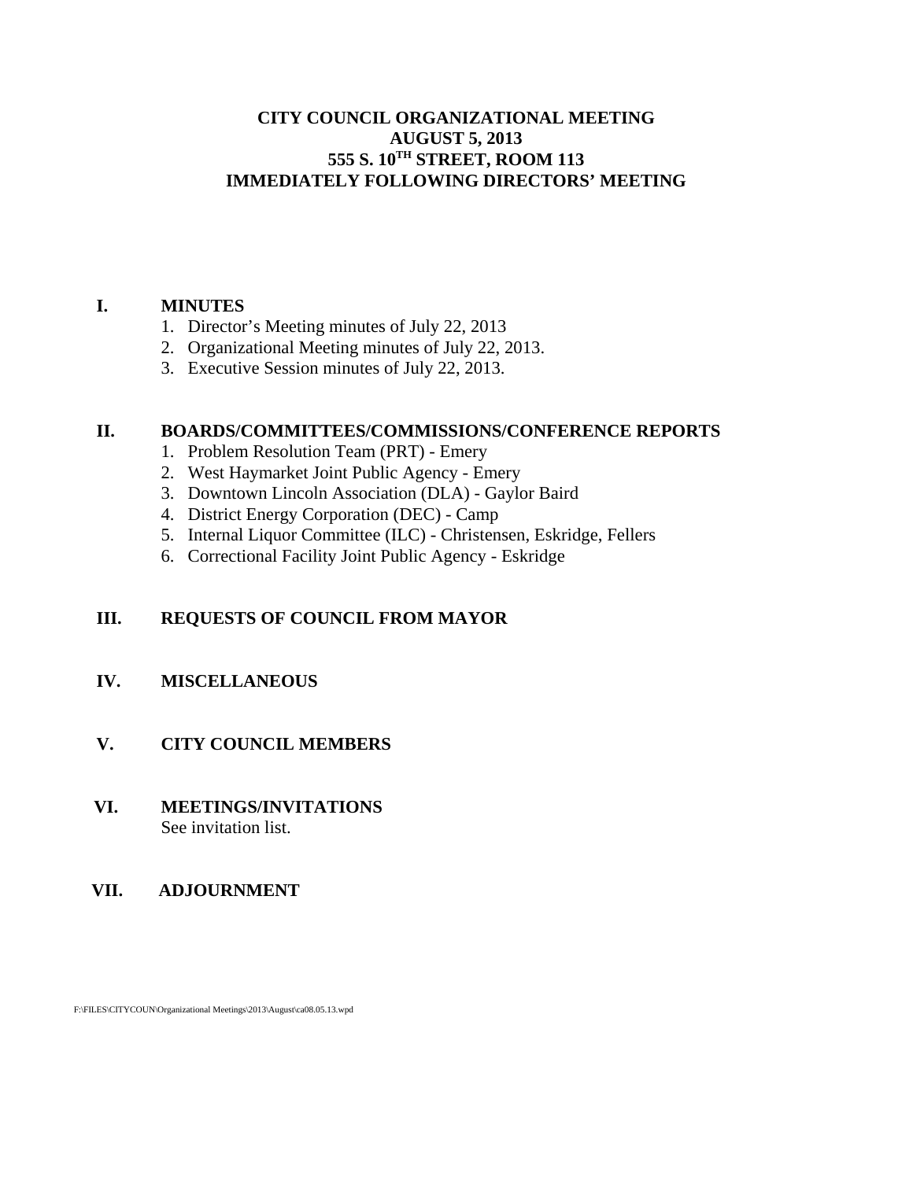# CITY COUNCIL ORGANIZATIONAL MEETING
# AUGUST 5, 2013
# 555 S. 10TH STREET, ROOM 113
# IMMEDIATELY FOLLOWING DIRECTORS' MEETING

## I. MINUTES

1. Director's Meeting minutes of July 22, 2013
2. Organizational Meeting minutes of July 22, 2013.
3. Executive Session minutes of July 22, 2013.

## II. BOARDS/COMMITTEES/COMMISSIONS/CONFERENCE REPORTS

1. Problem Resolution Team (PRT) - Emery
2. West Haymarket Joint Public Agency - Emery
3. Downtown Lincoln Association (DLA) - Gaylor Baird
4. District Energy Corporation (DEC) - Camp
5. Internal Liquor Committee (ILC) - Christensen, Eskridge, Fellers
6. Correctional Facility Joint Public Agency - Eskridge

## III. REQUESTS OF COUNCIL FROM MAYOR

## IV. MISCELLANEOUS

## V. CITY COUNCIL MEMBERS

## VI. MEETINGS/INVITATIONS

See invitation list.

## VII. ADJOURNMENT

F:\FILES\CITYCOUN\Organizational Meetings\2013\August\ca08.05.13.wpd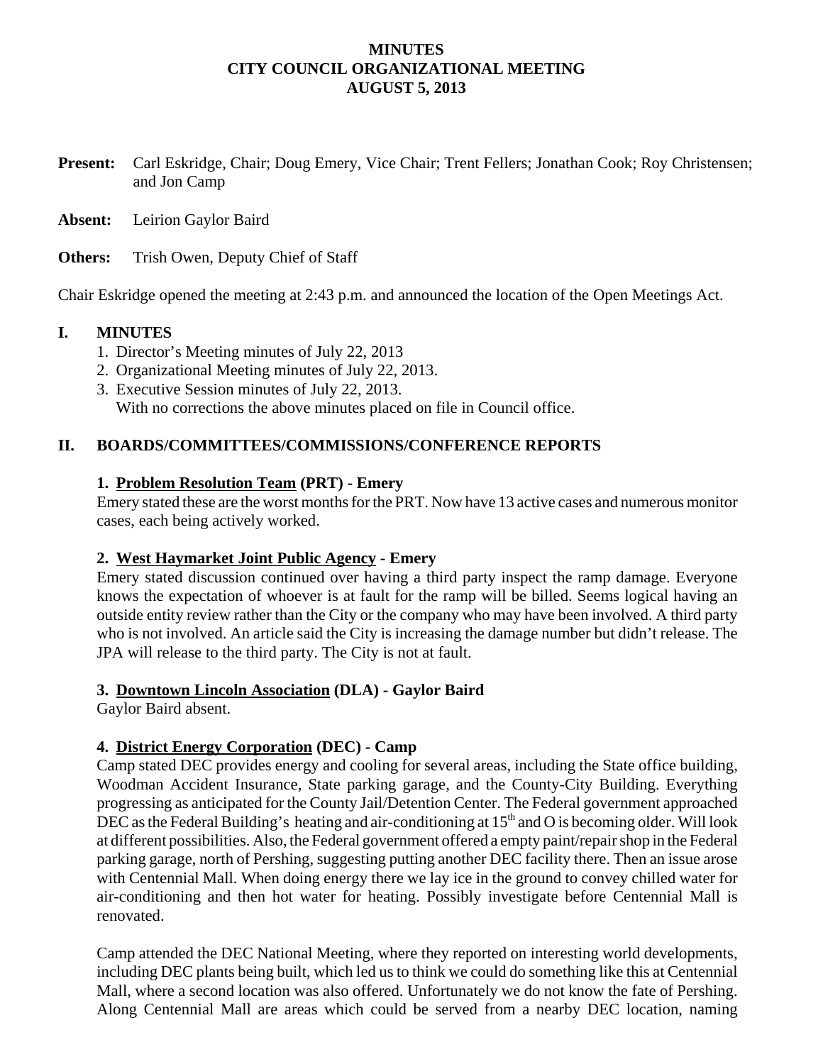# MINUTES
# CITY COUNCIL ORGANIZATIONAL MEETING
# AUGUST 5, 2013

**Present:** Carl Eskridge, Chair; Doug Emery, Vice Chair; Trent Fellers; Jonathan Cook; Roy Christensen; and Jon Camp

**Absent:** Leirion Gaylor Baird

**Others:** Trish Owen, Deputy Chief of Staff

Chair Eskridge opened the meeting at 2:43 p.m. and announced the location of the Open Meetings Act.

## I. MINUTES

1. Director's Meeting minutes of July 22, 2013
2. Organizational Meeting minutes of July 22, 2013.
3. Executive Session minutes of July 22, 2013.

With no corrections the above minutes placed on file in Council office.

## II. BOARDS/COMMITTEES/COMMISSIONS/CONFERENCE REPORTS

### 1. Problem Resolution Team (PRT) - Emery

Emery stated these are the worst months for the PRT. Now have 13 active cases and numerous monitor cases, each being actively worked.

### 2. West Haymarket Joint Public Agency - Emery

Emery stated discussion continued over having a third party inspect the ramp damage. Everyone knows the expectation of whoever is at fault for the ramp will be billed. Seems logical having an outside entity review rather than the City or the company who may have been involved. A third party who is not involved. An article said the City is increasing the damage number but didn't release. The JPA will release to the third party. The City is not at fault.

### 3. Downtown Lincoln Association (DLA) - Gaylor Baird

Gaylor Baird absent.

### 4. District Energy Corporation (DEC) - Camp

Camp stated DEC provides energy and cooling for several areas, including the State office building, Woodman Accident Insurance, State parking garage, and the County-City Building. Everything progressing as anticipated for the County Jail/Detention Center. The Federal government approached DEC as the Federal Building's heating and air-conditioning at 15th and O is becoming older. Will look at different possibilities. Also, the Federal government offered a empty paint/repair shop in the Federal parking garage, north of Pershing, suggesting putting another DEC facility there. Then an issue arose with Centennial Mall. When doing energy there we lay ice in the ground to convey chilled water for air-conditioning and then hot water for heating. Possibly investigate before Centennial Mall is renovated.

Camp attended the DEC National Meeting, where they reported on interesting world developments, including DEC plants being built, which led us to think we could do something like this at Centennial Mall, where a second location was also offered. Unfortunately we do not know the fate of Pershing. Along Centennial Mall are areas which could be served from a nearby DEC location, naming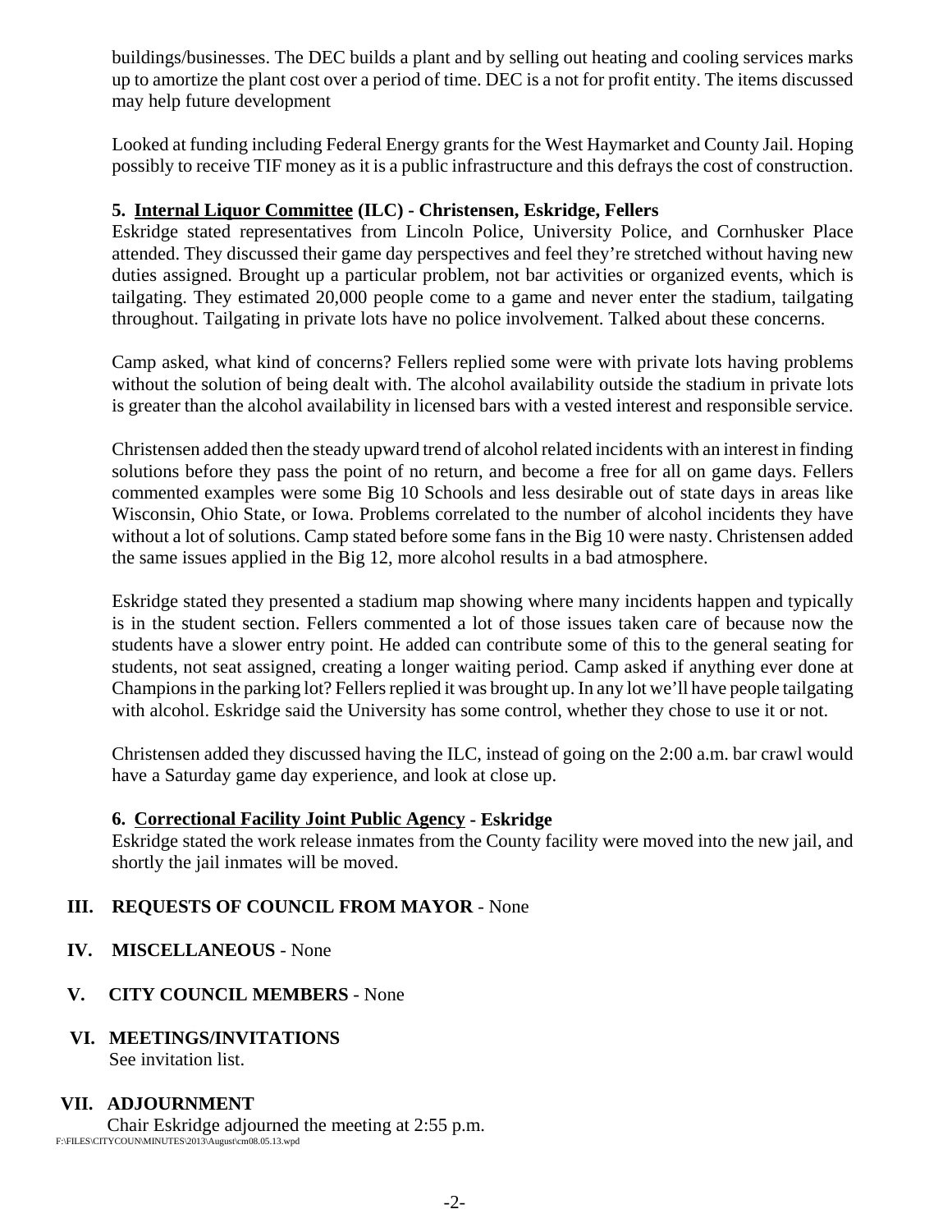buildings/businesses. The DEC builds a plant and by selling out heating and cooling services marks up to amortize the plant cost over a period of time. DEC is a not for profit entity. The items discussed may help future development

Looked at funding including Federal Energy grants for the West Haymarket and County Jail. Hoping possibly to receive TIF money as it is a public infrastructure and this defrays the cost of construction.

**5. Internal Liquor Committee (ILC) - Christensen, Eskridge, Fellers**

Eskridge stated representatives from Lincoln Police, University Police, and Cornhusker Place attended. They discussed their game day perspectives and feel they're stretched without having new duties assigned. Brought up a particular problem, not bar activities or organized events, which is tailgating. They estimated 20,000 people come to a game and never enter the stadium, tailgating throughout. Tailgating in private lots have no police involvement. Talked about these concerns.

Camp asked, what kind of concerns? Fellers replied some were with private lots having problems without the solution of being dealt with. The alcohol availability outside the stadium in private lots is greater than the alcohol availability in licensed bars with a vested interest and responsible service.

Christensen added then the steady upward trend of alcohol related incidents with an interest in finding solutions before they pass the point of no return, and become a free for all on game days. Fellers commented examples were some Big 10 Schools and less desirable out of state days in areas like Wisconsin, Ohio State, or Iowa. Problems correlated to the number of alcohol incidents they have without a lot of solutions. Camp stated before some fans in the Big 10 were nasty. Christensen added the same issues applied in the Big 12, more alcohol results in a bad atmosphere.

Eskridge stated they presented a stadium map showing where many incidents happen and typically is in the student section. Fellers commented a lot of those issues taken care of because now the students have a slower entry point. He added can contribute some of this to the general seating for students, not seat assigned, creating a longer waiting period. Camp asked if anything ever done at Champions in the parking lot? Fellers replied it was brought up. In any lot we'll have people tailgating with alcohol. Eskridge said the University has some control, whether they chose to use it or not.

Christensen added they discussed having the ILC, instead of going on the 2:00 a.m. bar crawl would have a Saturday game day experience, and look at close up.

**6. Correctional Facility Joint Public Agency - Eskridge**

Eskridge stated the work release inmates from the County facility were moved into the new jail, and shortly the jail inmates will be moved.

## III. REQUESTS OF COUNCIL FROM MAYOR - None

## IV. MISCELLANEOUS - None

## V. CITY COUNCIL MEMBERS - None

## VI. MEETINGS/INVITATIONS

See invitation list.

## VII. ADJOURNMENT

Chair Eskridge adjourned the meeting at 2:55 p.m.

F:\FILES\CITYCOUN\MINUTES\2013\August\cm08.05.13.wpd